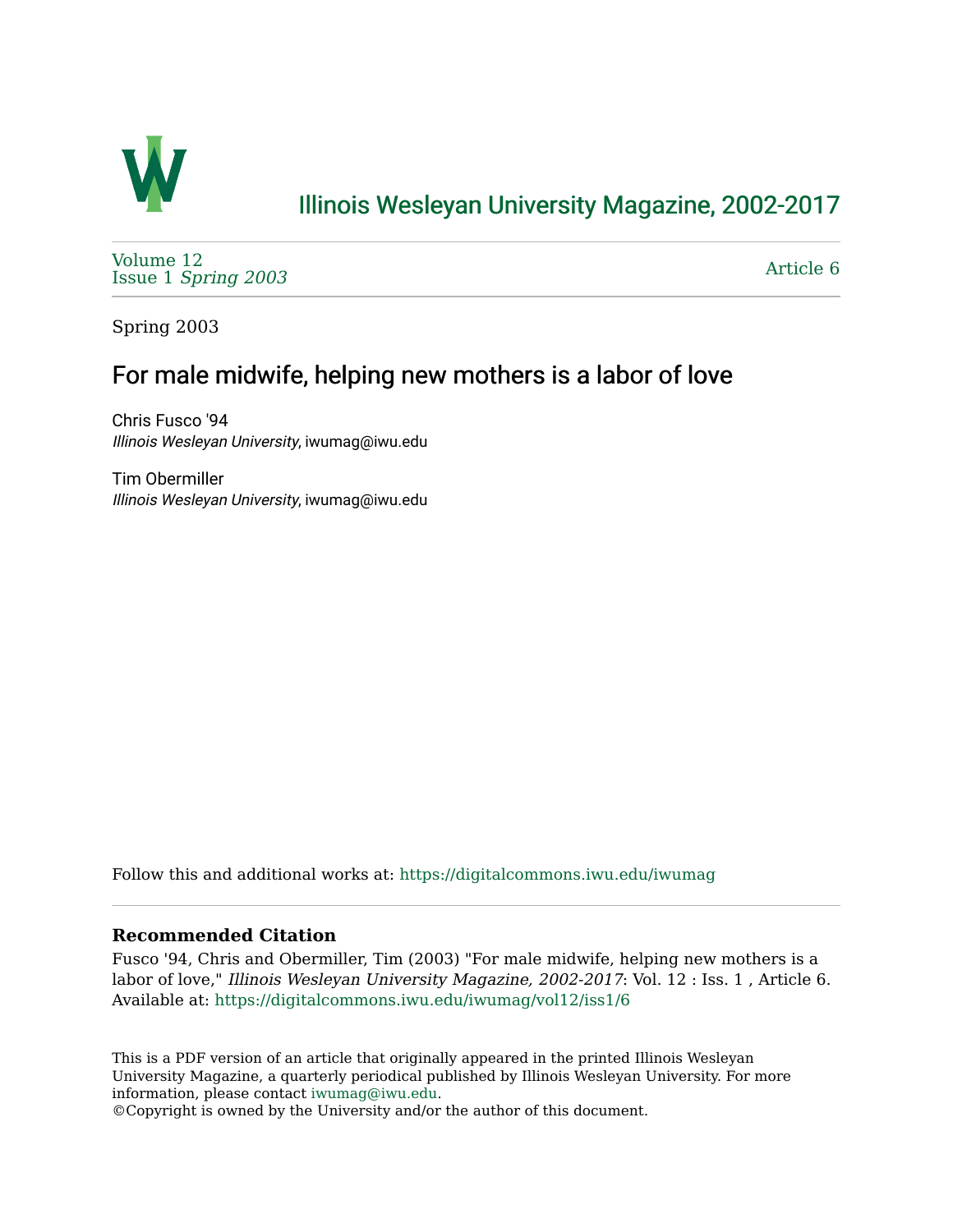# Illinois Wesleyan University Magazine, 2002-2017

Volume 12
Issue 1 *Spring 2003*

Article 6

Spring 2003

## For male midwife, helping new mothers is a labor of love

Chris Fusco '94
*Illinois Wesleyan University*, iwumag@iwu.edu

Tim Obermiller
*Illinois Wesleyan University*, iwumag@iwu.edu

Follow this and additional works at: https://digitalcommons.iwu.edu/iwumag

### Recommended Citation

Fusco '94, Chris and Obermiller, Tim (2003) "For male midwife, helping new mothers is a labor of love," *Illinois Wesleyan University Magazine, 2002-2017*: Vol. 12 : Iss. 1 , Article 6.
Available at: https://digitalcommons.iwu.edu/iwumag/vol12/iss1/6

This is a PDF version of an article that originally appeared in the printed Illinois Wesleyan University Magazine, a quarterly periodical published by Illinois Wesleyan University. For more information, please contact iwumag@iwu.edu.
©Copyright is owned by the University and/or the author of this document.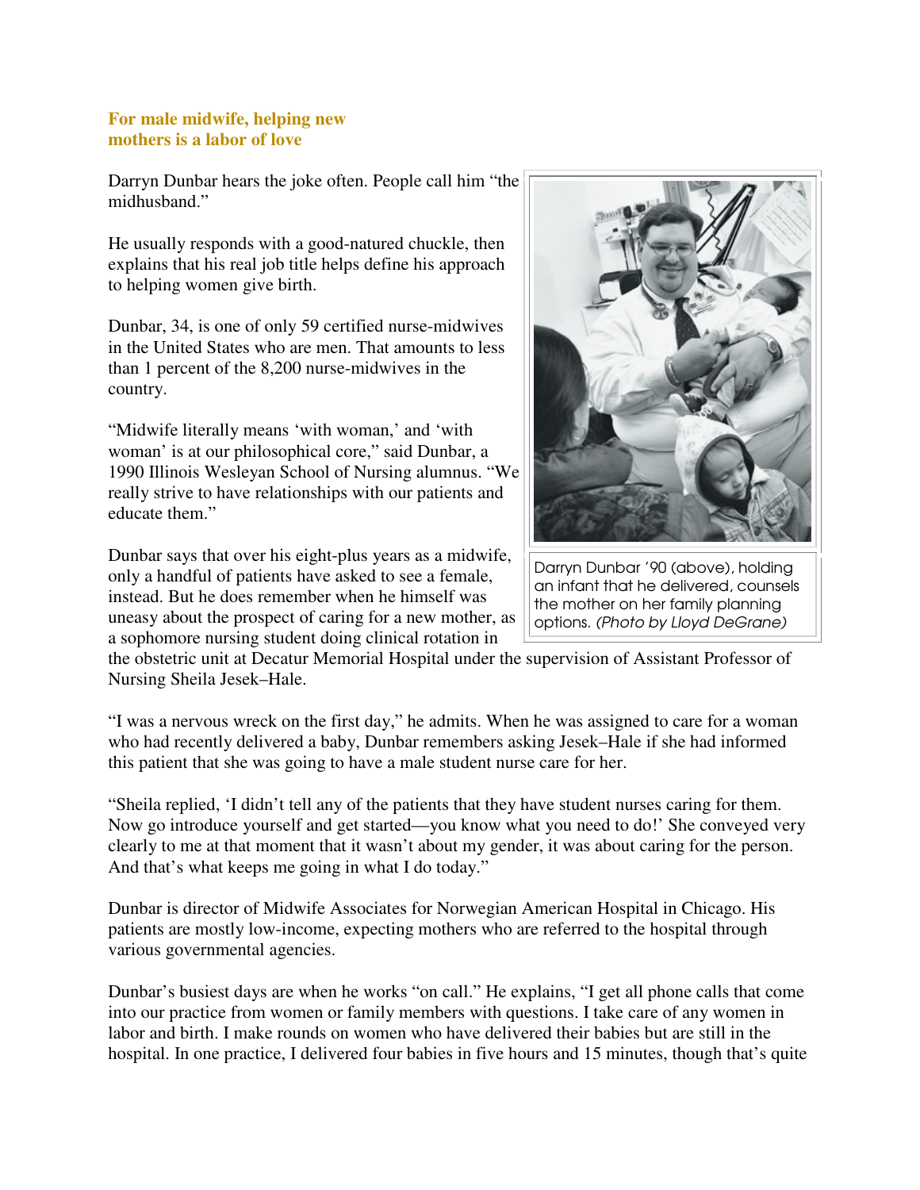**For male midwife, helping new mothers is a labor of love**

Darryn Dunbar hears the joke often. People call him "the midhusband."

He usually responds with a good-natured chuckle, then explains that his real job title helps define his approach to helping women give birth.

Dunbar, 34, is one of only 59 certified nurse-midwives in the United States who are men. That amounts to less than 1 percent of the 8,200 nurse-midwives in the country.

"Midwife literally means 'with woman,' and 'with woman' is at our philosophical core," said Dunbar, a 1990 Illinois Wesleyan School of Nursing alumnus. "We really strive to have relationships with our patients and educate them."

Darryn Dunbar '90 (above), holding an infant that he delivered, counsels the mother on her family planning options. *(Photo by Lloyd DeGrane)*

Dunbar says that over his eight-plus years as a midwife, only a handful of patients have asked to see a female, instead. But he does remember when he himself was uneasy about the prospect of caring for a new mother, as a sophomore nursing student doing clinical rotation in the obstetric unit at Decatur Memorial Hospital under the supervision of Assistant Professor of Nursing Sheila Jesek–Hale.

"I was a nervous wreck on the first day," he admits. When he was assigned to care for a woman who had recently delivered a baby, Dunbar remembers asking Jesek–Hale if she had informed this patient that she was going to have a male student nurse care for her.

"Sheila replied, 'I didn't tell any of the patients that they have student nurses caring for them. Now go introduce yourself and get started—you know what you need to do!' She conveyed very clearly to me at that moment that it wasn't about my gender, it was about caring for the person. And that's what keeps me going in what I do today."

Dunbar is director of Midwife Associates for Norwegian American Hospital in Chicago. His patients are mostly low-income, expecting mothers who are referred to the hospital through various governmental agencies.

Dunbar's busiest days are when he works "on call." He explains, "I get all phone calls that come into our practice from women or family members with questions. I take care of any women in labor and birth. I make rounds on women who have delivered their babies but are still in the hospital. In one practice, I delivered four babies in five hours and 15 minutes, though that's quite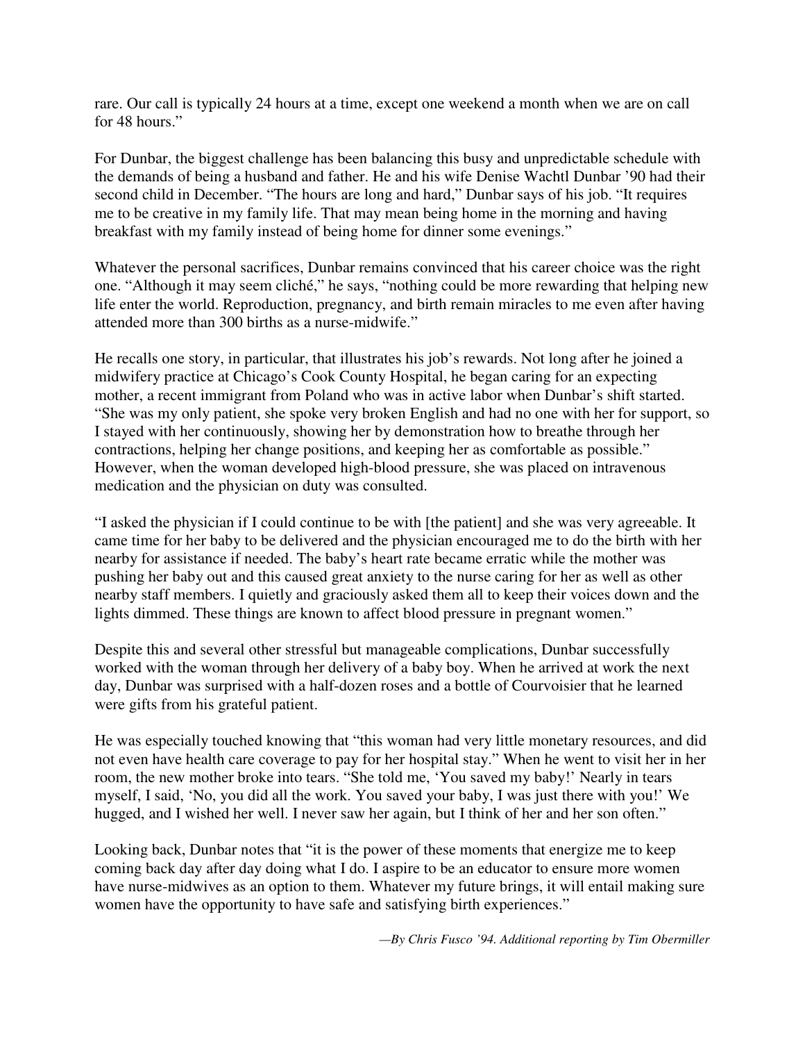rare. Our call is typically 24 hours at a time, except one weekend a month when we are on call for 48 hours."

For Dunbar, the biggest challenge has been balancing this busy and unpredictable schedule with the demands of being a husband and father. He and his wife Denise Wachtl Dunbar '90 had their second child in December. "The hours are long and hard," Dunbar says of his job. "It requires me to be creative in my family life. That may mean being home in the morning and having breakfast with my family instead of being home for dinner some evenings."

Whatever the personal sacrifices, Dunbar remains convinced that his career choice was the right one. "Although it may seem cliché," he says, "nothing could be more rewarding that helping new life enter the world. Reproduction, pregnancy, and birth remain miracles to me even after having attended more than 300 births as a nurse-midwife."

He recalls one story, in particular, that illustrates his job's rewards. Not long after he joined a midwifery practice at Chicago's Cook County Hospital, he began caring for an expecting mother, a recent immigrant from Poland who was in active labor when Dunbar's shift started. "She was my only patient, she spoke very broken English and had no one with her for support, so I stayed with her continuously, showing her by demonstration how to breathe through her contractions, helping her change positions, and keeping her as comfortable as possible." However, when the woman developed high-blood pressure, she was placed on intravenous medication and the physician on duty was consulted.

"I asked the physician if I could continue to be with [the patient] and she was very agreeable. It came time for her baby to be delivered and the physician encouraged me to do the birth with her nearby for assistance if needed. The baby's heart rate became erratic while the mother was pushing her baby out and this caused great anxiety to the nurse caring for her as well as other nearby staff members. I quietly and graciously asked them all to keep their voices down and the lights dimmed. These things are known to affect blood pressure in pregnant women."

Despite this and several other stressful but manageable complications, Dunbar successfully worked with the woman through her delivery of a baby boy. When he arrived at work the next day, Dunbar was surprised with a half-dozen roses and a bottle of Courvoisier that he learned were gifts from his grateful patient.

He was especially touched knowing that "this woman had very little monetary resources, and did not even have health care coverage to pay for her hospital stay." When he went to visit her in her room, the new mother broke into tears. "She told me, 'You saved my baby!' Nearly in tears myself, I said, 'No, you did all the work. You saved your baby, I was just there with you!' We hugged, and I wished her well. I never saw her again, but I think of her and her son often."

Looking back, Dunbar notes that "it is the power of these moments that energize me to keep coming back day after day doing what I do. I aspire to be an educator to ensure more women have nurse-midwives as an option to them. Whatever my future brings, it will entail making sure women have the opportunity to have safe and satisfying birth experiences."

*—By Chris Fusco '94. Additional reporting by Tim Obermiller*